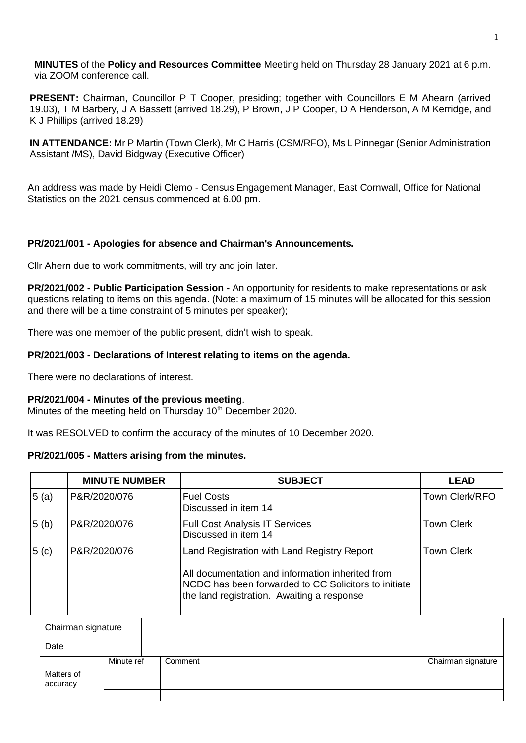**MINUTES** of the **Policy and Resources Committee** Meeting held on Thursday 28 January 2021 at 6 p.m. via ZOOM conference call.

**PRESENT:** Chairman, Councillor P T Cooper, presiding; together with Councillors E M Ahearn (arrived 19.03), T M Barbery, J A Bassett (arrived 18.29), P Brown, J P Cooper, D A Henderson, A M Kerridge, and K J Phillips (arrived 18.29)

**IN ATTENDANCE:** Mr P Martin (Town Clerk), Mr C Harris (CSM/RFO), Ms L Pinnegar (Senior Administration Assistant /MS), David Bidgway (Executive Officer)

An address was made by Heidi Clemo - Census Engagement Manager, East Cornwall, Office for National Statistics on the 2021 census commenced at 6.00 pm.

**PR/2021/001 - Apologies for absence and Chairman's Announcements.**

Cllr Ahearn due to work commitments, will try and join later.

**PR/2021/002 - Public Participation Session -** An opportunity for residents to make representations or ask questions relating to items on this agenda. (Note: a maximum of 15 minutes will be allocated for this session and there will be a time constraint of 5 minutes per speaker);

There was one member of the public present, didn't wish to speak.

**PR/2021/003 - Declarations of Interest relating to items on the agenda.**

There were no declarations of interest.

**PR/2021/004 - Minutes of the previous meeting**.
Minutes of the meeting held on Thursday 10th December 2020.

It was RESOLVED to confirm the accuracy of the minutes of 10 December 2020.

**PR/2021/005 - Matters arising from the minutes.**

| | MINUTE NUMBER | SUBJECT | LEAD |
|---|---|---|---|
| 5 (a) | P&R/2020/076 | Fuel Costs<br>Discussed in item 14 | Town Clerk/RFO |
| 5 (b) | P&R/2020/076 | Full Cost Analysis IT Services<br>Discussed in item 14 | Town Clerk |
| 5 (c) | P&R/2020/076 | Land Registration with Land Registry Report<br><br>All documentation and information inherited from NCDC has been forwarded to CC Solicitors to initiate the land registration. Awaiting a response | Town Clerk |

| Chairman signature | | | |
|---|---|---|---|
| Date | | | |
| Matters of accuracy | Minute ref | Comment | Chairman signature |
| | | | |
| | | | |
| | | | |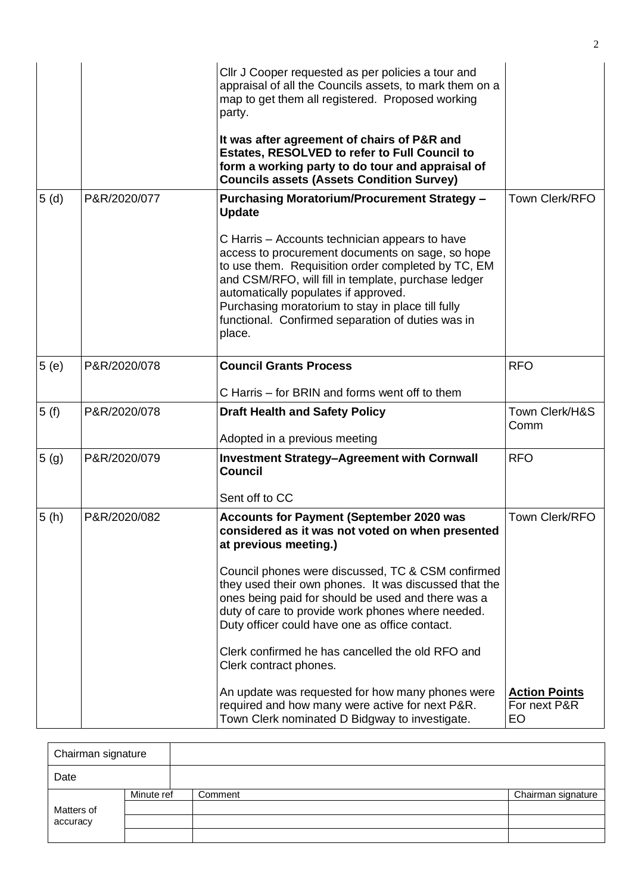| | | | |
|---|---|---|---|
| | | Cllr J Cooper requested as per policies a tour and appraisal of all the Councils assets, to mark them on a map to get them all registered. Proposed working party.<br><br>**It was after agreement of chairs of P&R and Estates, RESOLVED to refer to Full Council to form a working party to do tour and appraisal of Councils assets (Assets Condition Survey)** | |
| 5 (d) | P&R/2020/077 | **Purchasing Moratorium/Procurement Strategy – Update**<br><br>C Harris – Accounts technician appears to have access to procurement documents on sage, so hope to use them. Requisition order completed by TC, EM and CSM/RFO, will fill in template, purchase ledger automatically populates if approved.<br>Purchasing moratorium to stay in place till fully functional. Confirmed separation of duties was in place. | Town Clerk/RFO |
| 5 (e) | P&R/2020/078 | **Council Grants Process**<br><br>C Harris – for BRIN and forms went off to them | RFO |
| 5 (f) | P&R/2020/078 | **Draft Health and Safety Policy**<br><br>Adopted in a previous meeting | Town Clerk/H&S Comm |
| 5 (g) | P&R/2020/079 | **Investment Strategy–Agreement with Cornwall Council**<br><br>Sent off to CC | RFO |
| 5 (h) | P&R/2020/082 | **Accounts for Payment (September 2020 was considered as it was not voted on when presented at previous meeting.)**<br><br>Council phones were discussed, TC & CSM confirmed they used their own phones. It was discussed that the ones being paid for should be used and there was a duty of care to provide work phones where needed. Duty officer could have one as office contact.<br><br>Clerk confirmed he has cancelled the old RFO and Clerk contract phones.<br><br>An update was requested for how many phones were required and how many were active for next P&R. Town Clerk nominated D Bidgway to investigate. | Town Clerk/RFO<br><br>**Action Points**<br>For next P&R<br>EO |

| Chairman signature | | | |
|---|---|---|---|
| Date | | | |
| Matters of accuracy | Minute ref | Comment | Chairman signature |
| | | | |
| | | | |
| | | | |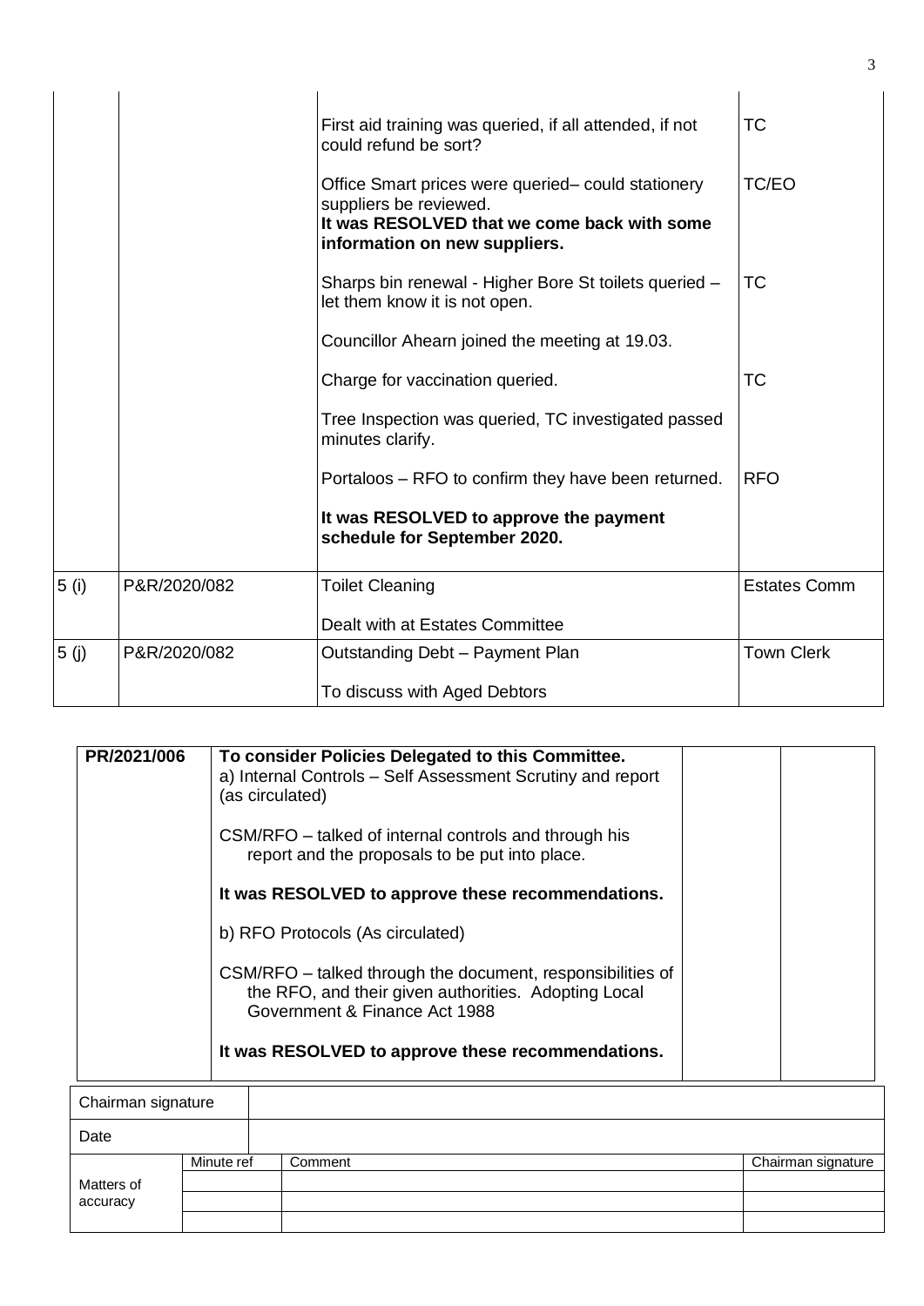| | | | |
|---|---|---|---|
| | | First aid training was queried, if all attended, if not could refund be sort? | TC |
| | | Office Smart prices were queried– could stationery suppliers be reviewed.<br>**It was RESOLVED that we come back with some information on new suppliers.** | TC/EO |
| | | Sharps bin renewal - Higher Bore St toilets queried – let them know it is not open. | TC |
| | | Councillor Ahearn joined the meeting at 19.03. | |
| | | Charge for vaccination queried. | TC |
| | | Tree Inspection was queried, TC investigated passed minutes clarify. | |
| | | Portaloos – RFO to confirm they have been returned. | RFO |
| | | **It was RESOLVED to approve the payment schedule for September 2020.** | |
| 5 (i) | P&R/2020/082 | Toilet Cleaning<br><br>Dealt with at Estates Committee | Estates Comm |
| 5 (j) | P&R/2020/082 | Outstanding Debt – Payment Plan<br><br>To discuss with Aged Debtors | Town Clerk |

| | | | |
|---|---|---|---|
| **PR/2021/006** | **To consider Policies Delegated to this Committee.**<br>a) Internal Controls – Self Assessment Scrutiny and report (as circulated)<br><br>CSM/RFO – talked of internal controls and through his report and the proposals to be put into place.<br><br>**It was RESOLVED to approve these recommendations.**<br><br>b) RFO Protocols (As circulated)<br><br>CSM/RFO – talked through the document, responsibilities of the RFO, and their given authorities. Adopting Local Government & Finance Act 1988<br><br>**It was RESOLVED to approve these recommendations.** | | |

| | | | |
|---|---|---|---|
| Chairman signature | | | |
| Date | | | |
| Matters of accuracy | Minute ref | Comment | Chairman signature |
| | | | |
| | | | |
| | | | |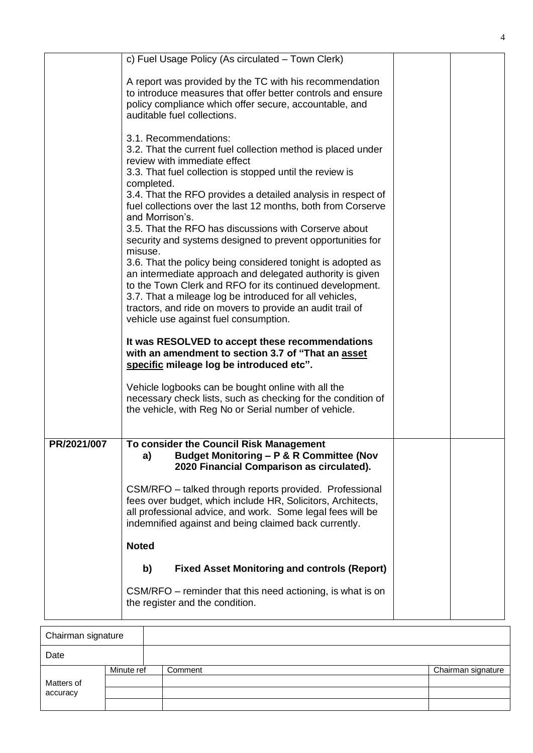| | | | |
|---|---|---|---|
| | c) Fuel Usage Policy (As circulated – Town Clerk)<br><br>A report was provided by the TC with his recommendation to introduce measures that offer better controls and ensure policy compliance which offer secure, accountable, and auditable fuel collections.<br><br>3.1. Recommendations:<br>3.2. That the current fuel collection method is placed under review with immediate effect<br>3.3. That fuel collection is stopped until the review is completed.<br>3.4. That the RFO provides a detailed analysis in respect of fuel collections over the last 12 months, both from Corserve and Morrison's.<br>3.5. That the RFO has discussions with Corserve about security and systems designed to prevent opportunities for misuse.<br>3.6. That the policy being considered tonight is adopted as an intermediate approach and delegated authority is given to the Town Clerk and RFO for its continued development.<br>3.7. That a mileage log be introduced for all vehicles, tractors, and ride on movers to provide an audit trail of vehicle use against fuel consumption.<br><br>**It was RESOLVED to accept these recommendations with an amendment to section 3.7 of "That an asset specific mileage log be introduced etc".**<br><br>Vehicle logbooks can be bought online with all the necessary check lists, such as checking for the condition of the vehicle, with Reg No or Serial number of vehicle. | | |
| **PR/2021/007** | **To consider the Council Risk Management**<br>**a) Budget Monitoring – P & R Committee (Nov 2020 Financial Comparison as circulated).**<br><br>CSM/RFO – talked through reports provided. Professional fees over budget, which include HR, Solicitors, Architects, all professional advice, and work. Some legal fees will be indemnified against and being claimed back currently.<br><br>**Noted**<br><br>**b) Fixed Asset Monitoring and controls (Report)**<br><br>CSM/RFO – reminder that this need actioning, is what is on the register and the condition. | | |

| Chairman signature | | | |
|---|---|---|---|
| Date | | | |
| Matters of accuracy | Minute ref | Comment | Chairman signature |
| | | | |
| | | | |
| | | | |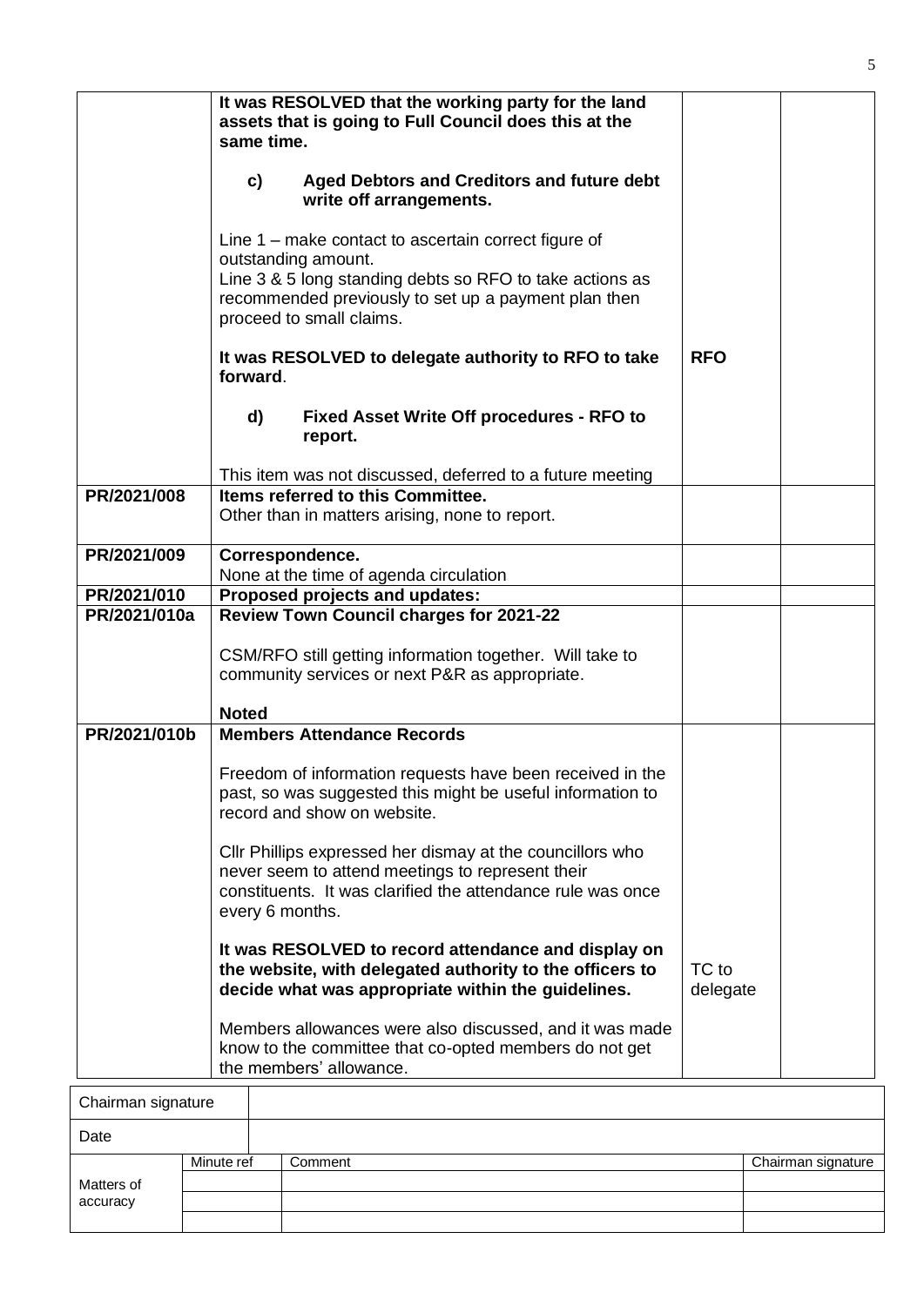| | | | |
|---|---|---|---|
| | **It was RESOLVED that the working party for the land assets that is going to Full Council does this at the same time.**<br><br>**c) Aged Debtors and Creditors and future debt write off arrangements.**<br><br>Line 1 – make contact to ascertain correct figure of outstanding amount.<br>Line 3 & 5 long standing debts so RFO to take actions as recommended previously to set up a payment plan then proceed to small claims.<br><br>**It was RESOLVED to delegate authority to RFO to take forward**.<br><br>**d) Fixed Asset Write Off procedures - RFO to report.**<br><br>This item was not discussed, deferred to a future meeting | **RFO** | |
| **PR/2021/008** | **Items referred to this Committee.**<br>Other than in matters arising, none to report. | | |
| **PR/2021/009** | **Correspondence.**<br>None at the time of agenda circulation | | |
| **PR/2021/010** | **Proposed projects and updates:** | | |
| **PR/2021/010a** | **Review Town Council charges for 2021-22**<br><br>CSM/RFO still getting information together. Will take to community services or next P&R as appropriate.<br><br>**Noted** | | |
| **PR/2021/010b** | **Members Attendance Records**<br><br>Freedom of information requests have been received in the past, so was suggested this might be useful information to record and show on website.<br><br>Cllr Phillips expressed her dismay at the councillors who never seem to attend meetings to represent their constituents. It was clarified the attendance rule was once every 6 months.<br><br>**It was RESOLVED to record attendance and display on the website, with delegated authority to the officers to decide what was appropriate within the guidelines.**<br><br>Members allowances were also discussed, and it was made know to the committee that co-opted members do not get the members' allowance. | TC to delegate | |

| Chairman signature | | | |
|---|---|---|---|
| Date | | | |
| Matters of accuracy | Minute ref | Comment | Chairman signature |
| | | | |
| | | | |
| | | | |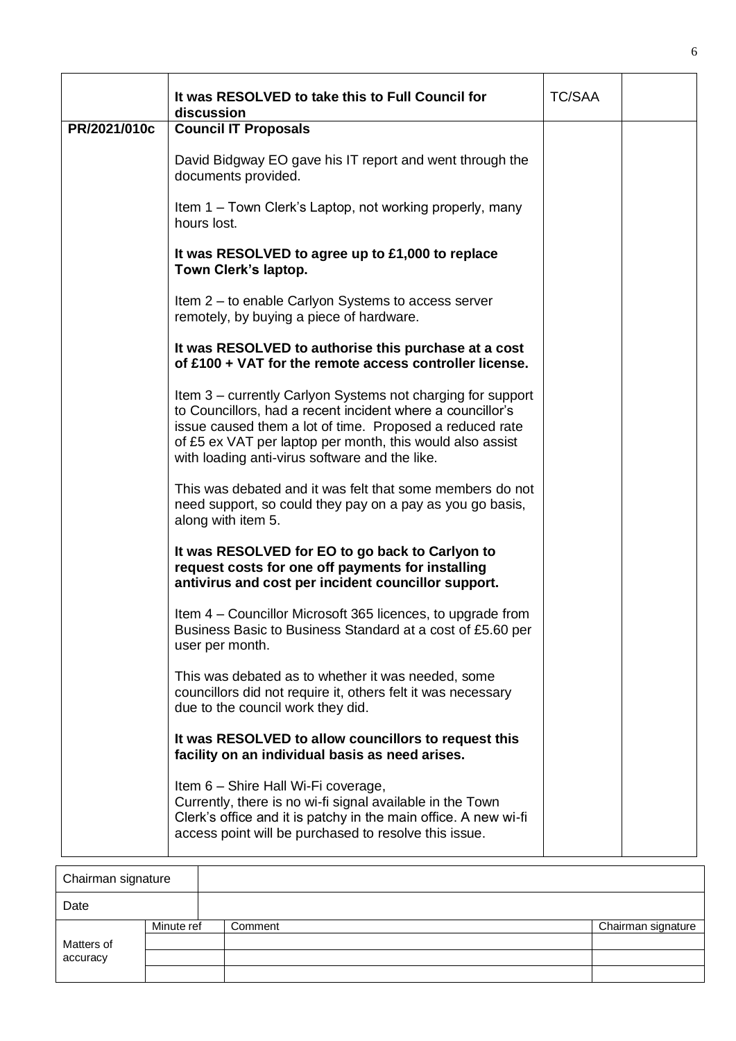|  |  |  |  |
|---|---|---|---|
|  | **It was RESOLVED to take this to Full Council for discussion** | TC/SAA |  |
| **PR/2021/010c** | **Council IT Proposals**<br><br>David Bidgway EO gave his IT report and went through the documents provided.<br><br>Item 1 – Town Clerk's Laptop, not working properly, many hours lost.<br><br>**It was RESOLVED to agree up to £1,000 to replace Town Clerk's laptop.**<br><br>Item 2 – to enable Carlyon Systems to access server remotely, by buying a piece of hardware.<br><br>**It was RESOLVED to authorise this purchase at a cost of £100 + VAT for the remote access controller license.**<br><br>Item 3 – currently Carlyon Systems not charging for support to Councillors, had a recent incident where a councillor's issue caused them a lot of time. Proposed a reduced rate of £5 ex VAT per laptop per month, this would also assist with loading anti-virus software and the like.<br><br>This was debated and it was felt that some members do not need support, so could they pay on a pay as you go basis, along with item 5.<br><br>**It was RESOLVED for EO to go back to Carlyon to request costs for one off payments for installing antivirus and cost per incident councillor support.**<br><br>Item 4 – Councillor Microsoft 365 licences, to upgrade from Business Basic to Business Standard at a cost of £5.60 per user per month.<br><br>This was debated as to whether it was needed, some councillors did not require it, others felt it was necessary due to the council work they did.<br><br>**It was RESOLVED to allow councillors to request this facility on an individual basis as need arises.**<br><br>Item 6 – Shire Hall Wi-Fi coverage,<br>Currently, there is no wi-fi signal available in the Town Clerk's office and it is patchy in the main office. A new wi-fi access point will be purchased to resolve this issue. |  |  |

| Chairman signature | | | |
|---|---|---|---|
| Date | | | |
| Matters of accuracy | Minute ref | Comment | Chairman signature |
| | | | |
| | | | |
| | | | |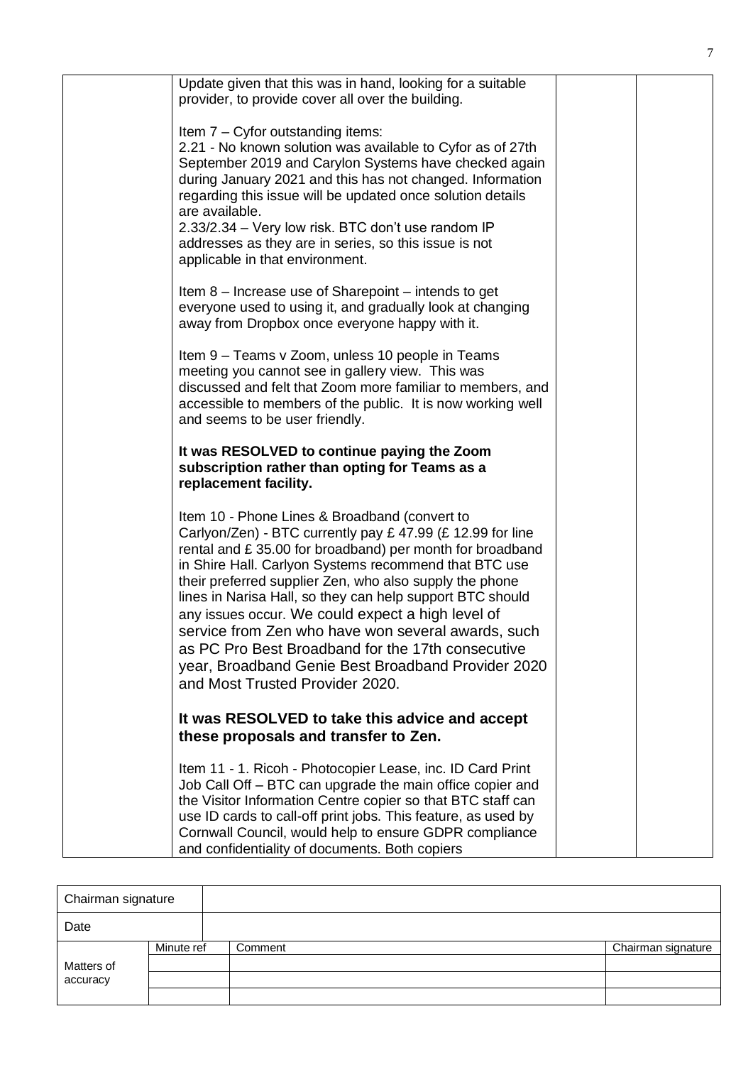| | | | |
|---|---|---|---|
| | Update given that this was in hand, looking for a suitable provider, to provide cover all over the building.<br><br>Item 7 – Cyfor outstanding items:<br>2.21 - No known solution was available to Cyfor as of 27th September 2019 and Carylon Systems have checked again during January 2021 and this has not changed. Information regarding this issue will be updated once solution details are available.<br>2.33/2.34 – Very low risk. BTC don't use random IP addresses as they are in series, so this issue is not applicable in that environment.<br><br>Item 8 – Increase use of Sharepoint – intends to get everyone used to using it, and gradually look at changing away from Dropbox once everyone happy with it.<br><br>Item 9 – Teams v Zoom, unless 10 people in Teams meeting you cannot see in gallery view. This was discussed and felt that Zoom more familiar to members, and accessible to members of the public. It is now working well and seems to be user friendly.<br><br>**It was RESOLVED to continue paying the Zoom subscription rather than opting for Teams as a replacement facility.**<br><br>Item 10 - Phone Lines & Broadband (convert to Carlyon/Zen) - BTC currently pay £ 47.99 (£ 12.99 for line rental and £ 35.00 for broadband) per month for broadband in Shire Hall. Carlyon Systems recommend that BTC use their preferred supplier Zen, who also supply the phone lines in Narisa Hall, so they can help support BTC should any issues occur. We could expect a high level of service from Zen who have won several awards, such as PC Pro Best Broadband for the 17th consecutive year, Broadband Genie Best Broadband Provider 2020 and Most Trusted Provider 2020.<br><br>**It was RESOLVED to take this advice and accept these proposals and transfer to Zen.**<br><br>Item 11 - 1. Ricoh - Photocopier Lease, inc. ID Card Print Job Call Off – BTC can upgrade the main office copier and the Visitor Information Centre copier so that BTC staff can use ID cards to call-off print jobs. This feature, as used by Cornwall Council, would help to ensure GDPR compliance and confidentiality of documents. Both copiers | | |

| Chairman signature | | | |
|---|---|---|---|
| Date | | | |
| Matters of accuracy | Minute ref | Comment | Chairman signature |
| | | | |
| | | | |
| | | | |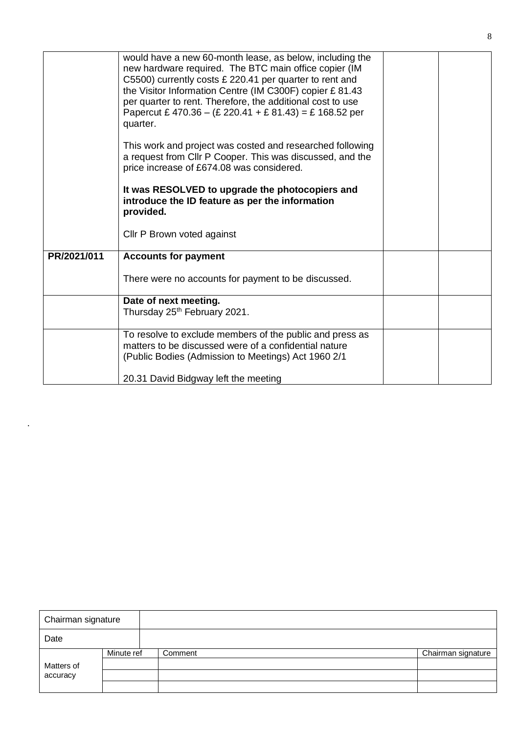| | | | |
|---|---|---|---|
| | would have a new 60-month lease, as below, including the new hardware required. The BTC main office copier (IM C5500) currently costs £ 220.41 per quarter to rent and the Visitor Information Centre (IM C300F) copier £ 81.43 per quarter to rent. Therefore, the additional cost to use Papercut £ 470.36 – (£ 220.41 + £ 81.43) = £ 168.52 per quarter.<br><br>This work and project was costed and researched following a request from Cllr P Cooper. This was discussed, and the price increase of £674.08 was considered.<br><br>**It was RESOLVED to upgrade the photocopiers and introduce the ID feature as per the information provided.**<br><br>Cllr P Brown voted against | | |
| **PR/2021/011** | **Accounts for payment**<br><br>There were no accounts for payment to be discussed. | | |
| | **Date of next meeting.**<br>Thursday 25th February 2021. | | |
| | To resolve to exclude members of the public and press as matters to be discussed were of a confidential nature (Public Bodies (Admission to Meetings) Act 1960 2/1<br><br>20.31 David Bidgway left the meeting | | |

.

| | | | |
|---|---|---|---|
| Chairman signature | | | |
| Date | | | |
| Matters of accuracy | Minute ref | Comment | Chairman signature |
| | | | |
| | | | |
| | | | |